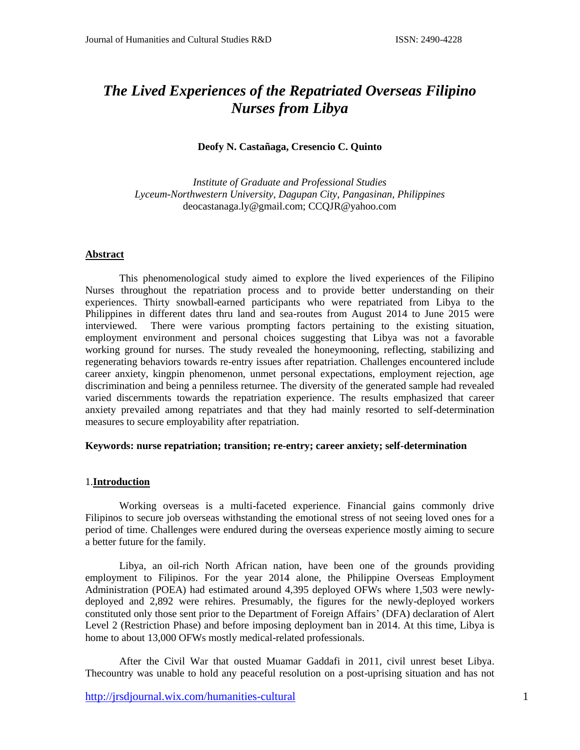# *The Lived Experiences of the Repatriated Overseas Filipino Nurses from Libya*

**Deofy N. Castañaga, Cresencio C. Quinto**

*Institute of Graduate and Professional Studies*
*Lyceum-Northwestern University, Dagupan City, Pangasinan, Philippines*
deocastanaga.ly@gmail.com; CCQJR@yahoo.com

## Abstract

This phenomenological study aimed to explore the lived experiences of the Filipino Nurses throughout the repatriation process and to provide better understanding on their experiences. Thirty snowball-earned participants who were repatriated from Libya to the Philippines in different dates thru land and sea-routes from August 2014 to June 2015 were interviewed. There were various prompting factors pertaining to the existing situation, employment environment and personal choices suggesting that Libya was not a favorable working ground for nurses. The study revealed the honeymooning, reflecting, stabilizing and regenerating behaviors towards re-entry issues after repatriation. Challenges encountered include career anxiety, kingpin phenomenon, unmet personal expectations, employment rejection, age discrimination and being a penniless returnee. The diversity of the generated sample had revealed varied discernments towards the repatriation experience. The results emphasized that career anxiety prevailed among repatriates and that they had mainly resorted to self-determination measures to secure employability after repatriation.

**Keywords: nurse repatriation; transition; re-entry; career anxiety; self-determination**

## 1. Introduction

Working overseas is a multi-faceted experience. Financial gains commonly drive Filipinos to secure job overseas withstanding the emotional stress of not seeing loved ones for a period of time. Challenges were endured during the overseas experience mostly aiming to secure a better future for the family.

Libya, an oil-rich North African nation, have been one of the grounds providing employment to Filipinos. For the year 2014 alone, the Philippine Overseas Employment Administration (POEA) had estimated around 4,395 deployed OFWs where 1,503 were newly-deployed and 2,892 were rehires. Presumably, the figures for the newly-deployed workers constituted only those sent prior to the Department of Foreign Affairs' (DFA) declaration of Alert Level 2 (Restriction Phase) and before imposing deployment ban in 2014. At this time, Libya is home to about 13,000 OFWs mostly medical-related professionals.

After the Civil War that ousted Muamar Gaddafi in 2011, civil unrest beset Libya. Thecountry was unable to hold any peaceful resolution on a post-uprising situation and has not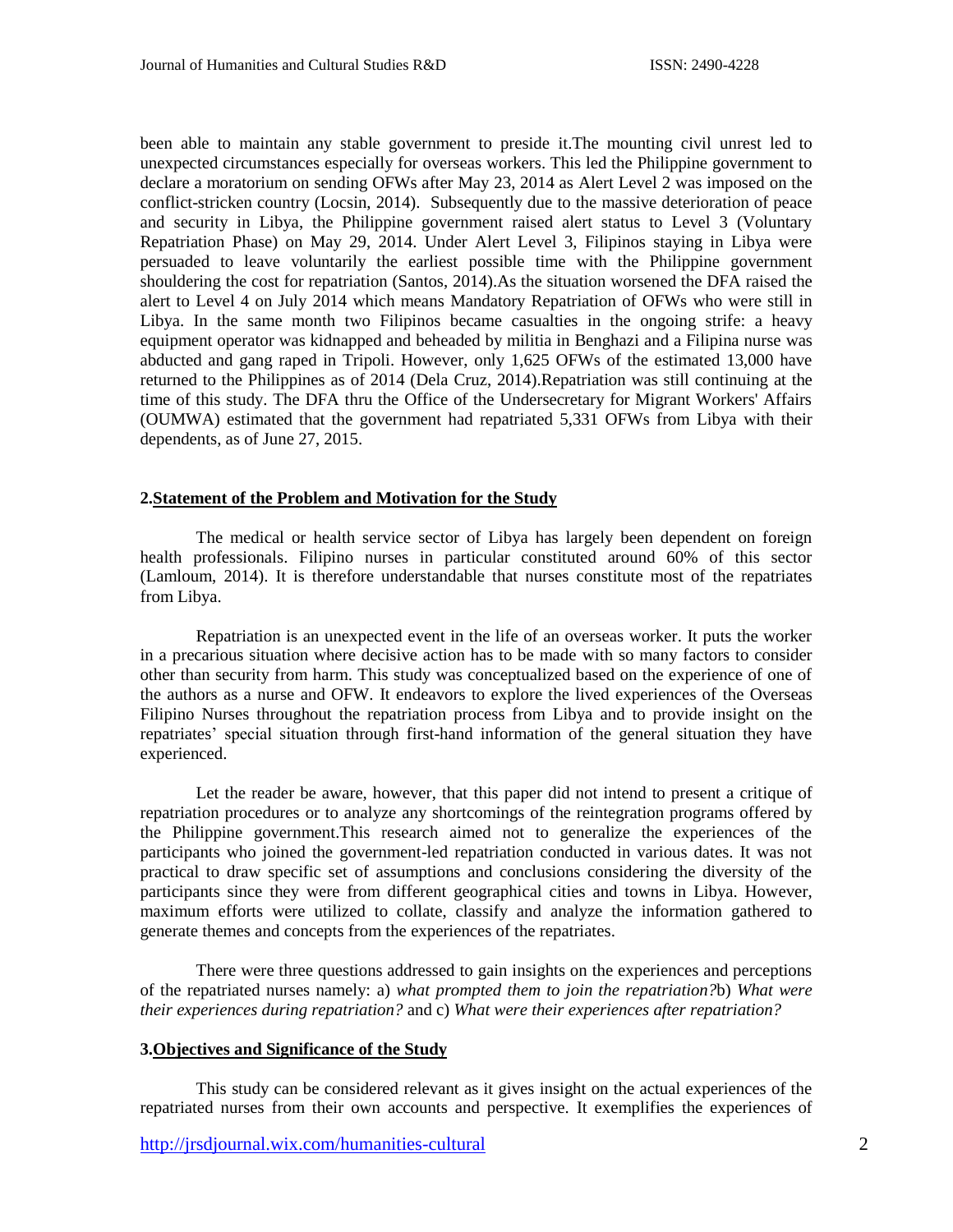been able to maintain any stable government to preside it.The mounting civil unrest led to unexpected circumstances especially for overseas workers. This led the Philippine government to declare a moratorium on sending OFWs after May 23, 2014 as Alert Level 2 was imposed on the conflict-stricken country (Locsin, 2014). Subsequently due to the massive deterioration of peace and security in Libya, the Philippine government raised alert status to Level 3 (Voluntary Repatriation Phase) on May 29, 2014. Under Alert Level 3, Filipinos staying in Libya were persuaded to leave voluntarily the earliest possible time with the Philippine government shouldering the cost for repatriation (Santos, 2014).As the situation worsened the DFA raised the alert to Level 4 on July 2014 which means Mandatory Repatriation of OFWs who were still in Libya. In the same month two Filipinos became casualties in the ongoing strife: a heavy equipment operator was kidnapped and beheaded by militia in Benghazi and a Filipina nurse was abducted and gang raped in Tripoli. However, only 1,625 OFWs of the estimated 13,000 have returned to the Philippines as of 2014 (Dela Cruz, 2014).Repatriation was still continuing at the time of this study. The DFA thru the Office of the Undersecretary for Migrant Workers' Affairs (OUMWA) estimated that the government had repatriated 5,331 OFWs from Libya with their dependents, as of June 27, 2015.

## 2.Statement of the Problem and Motivation for the Study

The medical or health service sector of Libya has largely been dependent on foreign health professionals. Filipino nurses in particular constituted around 60% of this sector (Lamloum, 2014). It is therefore understandable that nurses constitute most of the repatriates from Libya.

Repatriation is an unexpected event in the life of an overseas worker. It puts the worker in a precarious situation where decisive action has to be made with so many factors to consider other than security from harm. This study was conceptualized based on the experience of one of the authors as a nurse and OFW. It endeavors to explore the lived experiences of the Overseas Filipino Nurses throughout the repatriation process from Libya and to provide insight on the repatriates' special situation through first-hand information of the general situation they have experienced.

Let the reader be aware, however, that this paper did not intend to present a critique of repatriation procedures or to analyze any shortcomings of the reintegration programs offered by the Philippine government.This research aimed not to generalize the experiences of the participants who joined the government-led repatriation conducted in various dates. It was not practical to draw specific set of assumptions and conclusions considering the diversity of the participants since they were from different geographical cities and towns in Libya. However, maximum efforts were utilized to collate, classify and analyze the information gathered to generate themes and concepts from the experiences of the repatriates.

There were three questions addressed to gain insights on the experiences and perceptions of the repatriated nurses namely: a) *what prompted them to join the repatriation?*b) *What were their experiences during repatriation?* and c) *What were their experiences after repatriation?*

## 3.Objectives and Significance of the Study

This study can be considered relevant as it gives insight on the actual experiences of the repatriated nurses from their own accounts and perspective. It exemplifies the experiences of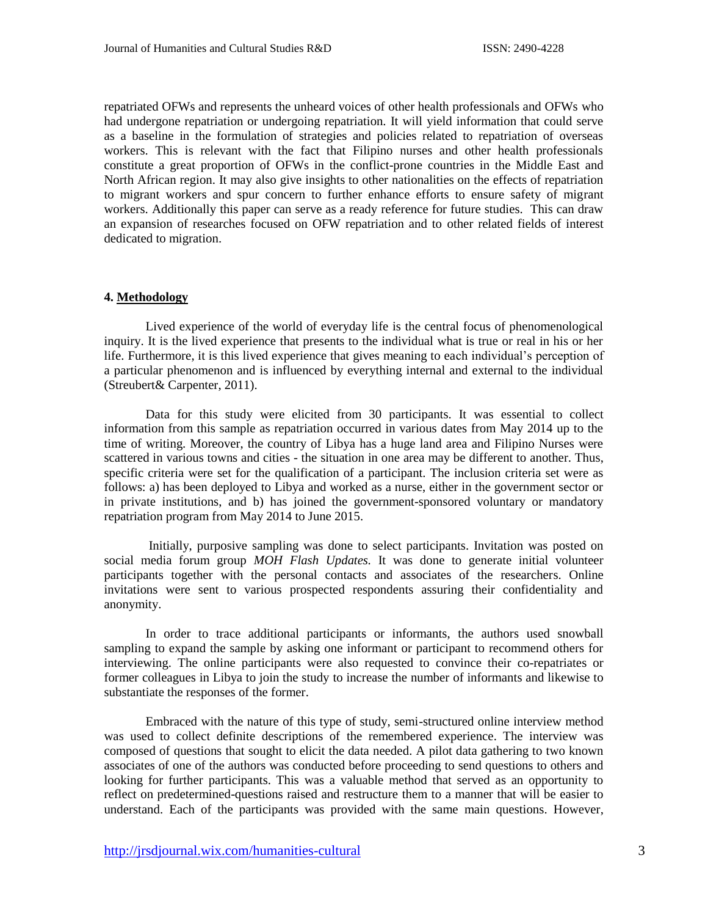repatriated OFWs and represents the unheard voices of other health professionals and OFWs who had undergone repatriation or undergoing repatriation. It will yield information that could serve as a baseline in the formulation of strategies and policies related to repatriation of overseas workers. This is relevant with the fact that Filipino nurses and other health professionals constitute a great proportion of OFWs in the conflict-prone countries in the Middle East and North African region. It may also give insights to other nationalities on the effects of repatriation to migrant workers and spur concern to further enhance efforts to ensure safety of migrant workers. Additionally this paper can serve as a ready reference for future studies. This can draw an expansion of researches focused on OFW repatriation and to other related fields of interest dedicated to migration.

#### 4. Methodology

Lived experience of the world of everyday life is the central focus of phenomenological inquiry. It is the lived experience that presents to the individual what is true or real in his or her life. Furthermore, it is this lived experience that gives meaning to each individual's perception of a particular phenomenon and is influenced by everything internal and external to the individual (Streubert& Carpenter, 2011).

Data for this study were elicited from 30 participants. It was essential to collect information from this sample as repatriation occurred in various dates from May 2014 up to the time of writing. Moreover, the country of Libya has a huge land area and Filipino Nurses were scattered in various towns and cities - the situation in one area may be different to another. Thus, specific criteria were set for the qualification of a participant. The inclusion criteria set were as follows: a) has been deployed to Libya and worked as a nurse, either in the government sector or in private institutions, and b) has joined the government-sponsored voluntary or mandatory repatriation program from May 2014 to June 2015.

Initially, purposive sampling was done to select participants. Invitation was posted on social media forum group *MOH Flash Updates.* It was done to generate initial volunteer participants together with the personal contacts and associates of the researchers. Online invitations were sent to various prospected respondents assuring their confidentiality and anonymity.

In order to trace additional participants or informants, the authors used snowball sampling to expand the sample by asking one informant or participant to recommend others for interviewing. The online participants were also requested to convince their co-repatriates or former colleagues in Libya to join the study to increase the number of informants and likewise to substantiate the responses of the former.

Embraced with the nature of this type of study, semi-structured online interview method was used to collect definite descriptions of the remembered experience. The interview was composed of questions that sought to elicit the data needed. A pilot data gathering to two known associates of one of the authors was conducted before proceeding to send questions to others and looking for further participants. This was a valuable method that served as an opportunity to reflect on predetermined-questions raised and restructure them to a manner that will be easier to understand. Each of the participants was provided with the same main questions. However,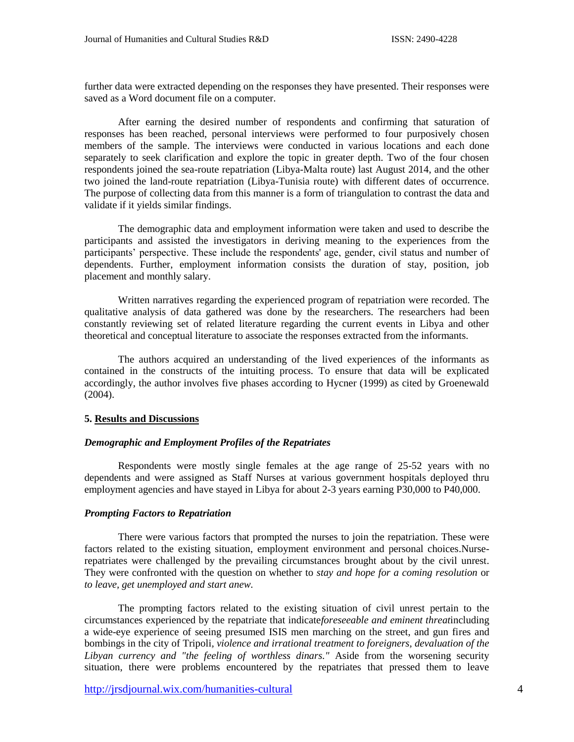further data were extracted depending on the responses they have presented. Their responses were saved as a Word document file on a computer.

After earning the desired number of respondents and confirming that saturation of responses has been reached, personal interviews were performed to four purposively chosen members of the sample. The interviews were conducted in various locations and each done separately to seek clarification and explore the topic in greater depth. Two of the four chosen respondents joined the sea-route repatriation (Libya-Malta route) last August 2014, and the other two joined the land-route repatriation (Libya-Tunisia route) with different dates of occurrence. The purpose of collecting data from this manner is a form of triangulation to contrast the data and validate if it yields similar findings.

The demographic data and employment information were taken and used to describe the participants and assisted the investigators in deriving meaning to the experiences from the participants' perspective. These include the respondents' age, gender, civil status and number of dependents. Further, employment information consists the duration of stay, position, job placement and monthly salary.

Written narratives regarding the experienced program of repatriation were recorded. The qualitative analysis of data gathered was done by the researchers. The researchers had been constantly reviewing set of related literature regarding the current events in Libya and other theoretical and conceptual literature to associate the responses extracted from the informants.

The authors acquired an understanding of the lived experiences of the informants as contained in the constructs of the intuiting process. To ensure that data will be explicated accordingly, the author involves five phases according to Hycner (1999) as cited by Groenewald (2004).

## 5. Results and Discussions

### *Demographic and Employment Profiles of the Repatriates*

Respondents were mostly single females at the age range of 25-52 years with no dependents and were assigned as Staff Nurses at various government hospitals deployed thru employment agencies and have stayed in Libya for about 2-3 years earning P30,000 to P40,000.

### *Prompting Factors to Repatriation*

There were various factors that prompted the nurses to join the repatriation. These were factors related to the existing situation, employment environment and personal choices.Nurse-repatriates were challenged by the prevailing circumstances brought about by the civil unrest. They were confronted with the question on whether to *stay and hope for a coming resolution* or *to leave, get unemployed and start anew.*

The prompting factors related to the existing situation of civil unrest pertain to the circumstances experienced by the repatriate that indicate*foreseeable and eminent threat*including a wide-eye experience of seeing presumed ISIS men marching on the street, and gun fires and bombings in the city of Tripoli, *violence and irrational treatment to foreigners, devaluation of the Libyan currency and "the feeling of worthless dinars."* Aside from the worsening security situation, there were problems encountered by the repatriates that pressed them to leave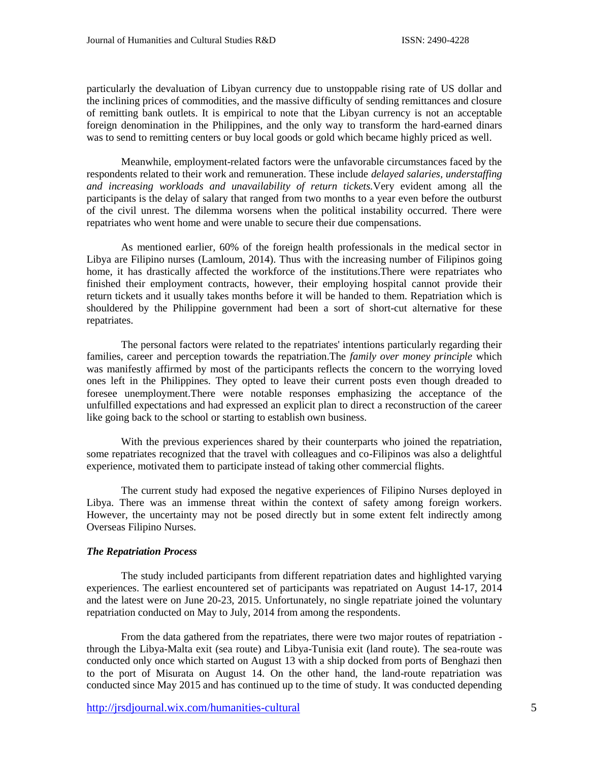particularly the devaluation of Libyan currency due to unstoppable rising rate of US dollar and the inclining prices of commodities, and the massive difficulty of sending remittances and closure of remitting bank outlets. It is empirical to note that the Libyan currency is not an acceptable foreign denomination in the Philippines, and the only way to transform the hard-earned dinars was to send to remitting centers or buy local goods or gold which became highly priced as well.

Meanwhile, employment-related factors were the unfavorable circumstances faced by the respondents related to their work and remuneration. These include *delayed salaries, understaffing and increasing workloads and unavailability of return tickets.*Very evident among all the participants is the delay of salary that ranged from two months to a year even before the outburst of the civil unrest. The dilemma worsens when the political instability occurred. There were repatriates who went home and were unable to secure their due compensations.

As mentioned earlier, 60% of the foreign health professionals in the medical sector in Libya are Filipino nurses (Lamloum, 2014). Thus with the increasing number of Filipinos going home, it has drastically affected the workforce of the institutions.There were repatriates who finished their employment contracts, however, their employing hospital cannot provide their return tickets and it usually takes months before it will be handed to them. Repatriation which is shouldered by the Philippine government had been a sort of short-cut alternative for these repatriates.

The personal factors were related to the repatriates' intentions particularly regarding their families, career and perception towards the repatriation.The *family over money principle* which was manifestly affirmed by most of the participants reflects the concern to the worrying loved ones left in the Philippines. They opted to leave their current posts even though dreaded to foresee unemployment.There were notable responses emphasizing the acceptance of the unfulfilled expectations and had expressed an explicit plan to direct a reconstruction of the career like going back to the school or starting to establish own business.

With the previous experiences shared by their counterparts who joined the repatriation, some repatriates recognized that the travel with colleagues and co-Filipinos was also a delightful experience, motivated them to participate instead of taking other commercial flights.

The current study had exposed the negative experiences of Filipino Nurses deployed in Libya. There was an immense threat within the context of safety among foreign workers. However, the uncertainty may not be posed directly but in some extent felt indirectly among Overseas Filipino Nurses.

### *The Repatriation Process*

The study included participants from different repatriation dates and highlighted varying experiences. The earliest encountered set of participants was repatriated on August 14-17, 2014 and the latest were on June 20-23, 2015. Unfortunately, no single repatriate joined the voluntary repatriation conducted on May to July, 2014 from among the respondents.

From the data gathered from the repatriates, there were two major routes of repatriation - through the Libya-Malta exit (sea route) and Libya-Tunisia exit (land route). The sea-route was conducted only once which started on August 13 with a ship docked from ports of Benghazi then to the port of Misurata on August 14. On the other hand, the land-route repatriation was conducted since May 2015 and has continued up to the time of study. It was conducted depending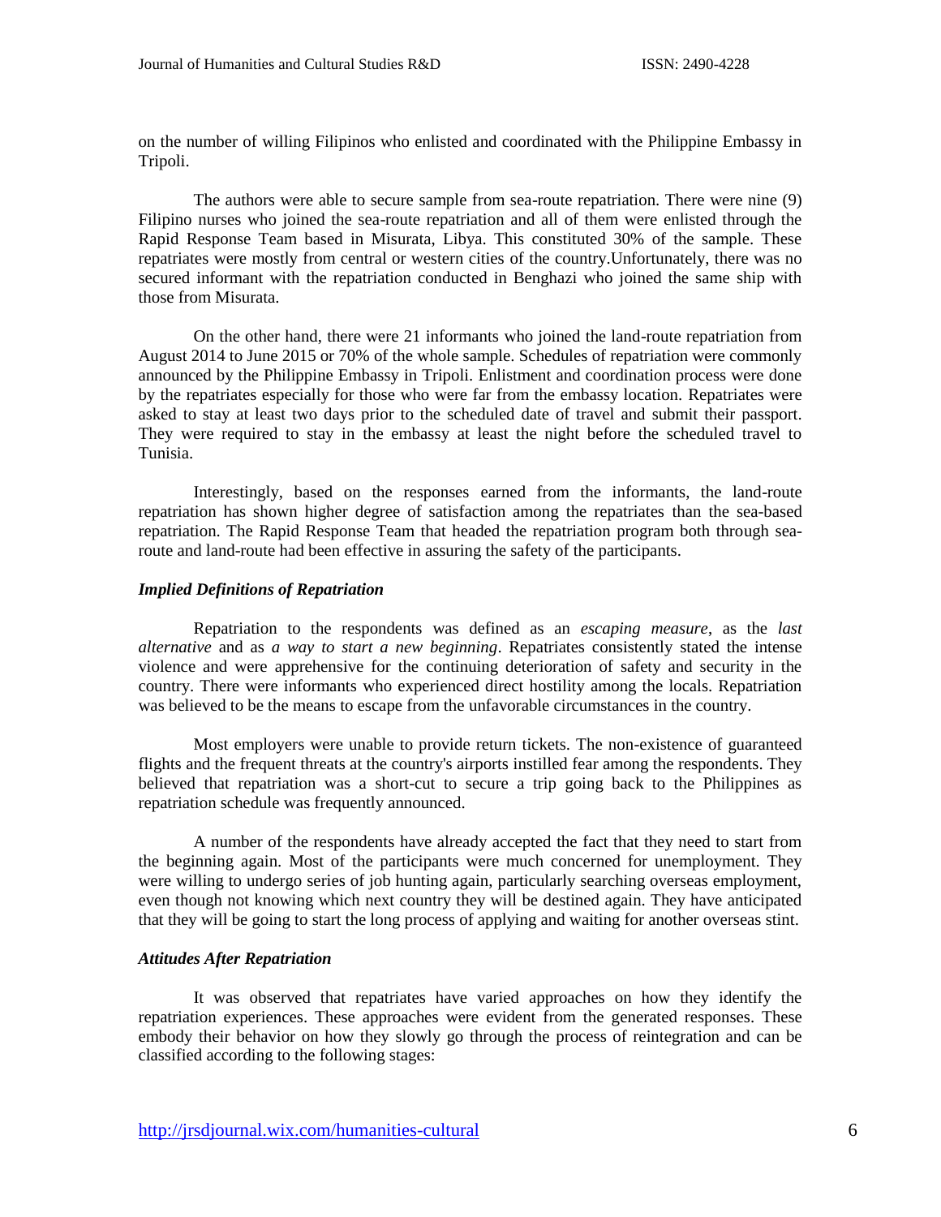on the number of willing Filipinos who enlisted and coordinated with the Philippine Embassy in Tripoli.

The authors were able to secure sample from sea-route repatriation. There were nine (9) Filipino nurses who joined the sea-route repatriation and all of them were enlisted through the Rapid Response Team based in Misurata, Libya. This constituted 30% of the sample. These repatriates were mostly from central or western cities of the country.Unfortunately, there was no secured informant with the repatriation conducted in Benghazi who joined the same ship with those from Misurata.

On the other hand, there were 21 informants who joined the land-route repatriation from August 2014 to June 2015 or 70% of the whole sample. Schedules of repatriation were commonly announced by the Philippine Embassy in Tripoli. Enlistment and coordination process were done by the repatriates especially for those who were far from the embassy location. Repatriates were asked to stay at least two days prior to the scheduled date of travel and submit their passport. They were required to stay in the embassy at least the night before the scheduled travel to Tunisia.

Interestingly, based on the responses earned from the informants, the land-route repatriation has shown higher degree of satisfaction among the repatriates than the sea-based repatriation. The Rapid Response Team that headed the repatriation program both through sea-route and land-route had been effective in assuring the safety of the participants.

### *Implied Definitions of Repatriation*

Repatriation to the respondents was defined as an *escaping measure*, as the *last alternative* and as *a way to start a new beginning*. Repatriates consistently stated the intense violence and were apprehensive for the continuing deterioration of safety and security in the country. There were informants who experienced direct hostility among the locals. Repatriation was believed to be the means to escape from the unfavorable circumstances in the country.

Most employers were unable to provide return tickets. The non-existence of guaranteed flights and the frequent threats at the country's airports instilled fear among the respondents. They believed that repatriation was a short-cut to secure a trip going back to the Philippines as repatriation schedule was frequently announced.

A number of the respondents have already accepted the fact that they need to start from the beginning again. Most of the participants were much concerned for unemployment. They were willing to undergo series of job hunting again, particularly searching overseas employment, even though not knowing which next country they will be destined again. They have anticipated that they will be going to start the long process of applying and waiting for another overseas stint.

### *Attitudes After Repatriation*

It was observed that repatriates have varied approaches on how they identify the repatriation experiences. These approaches were evident from the generated responses. These embody their behavior on how they slowly go through the process of reintegration and can be classified according to the following stages: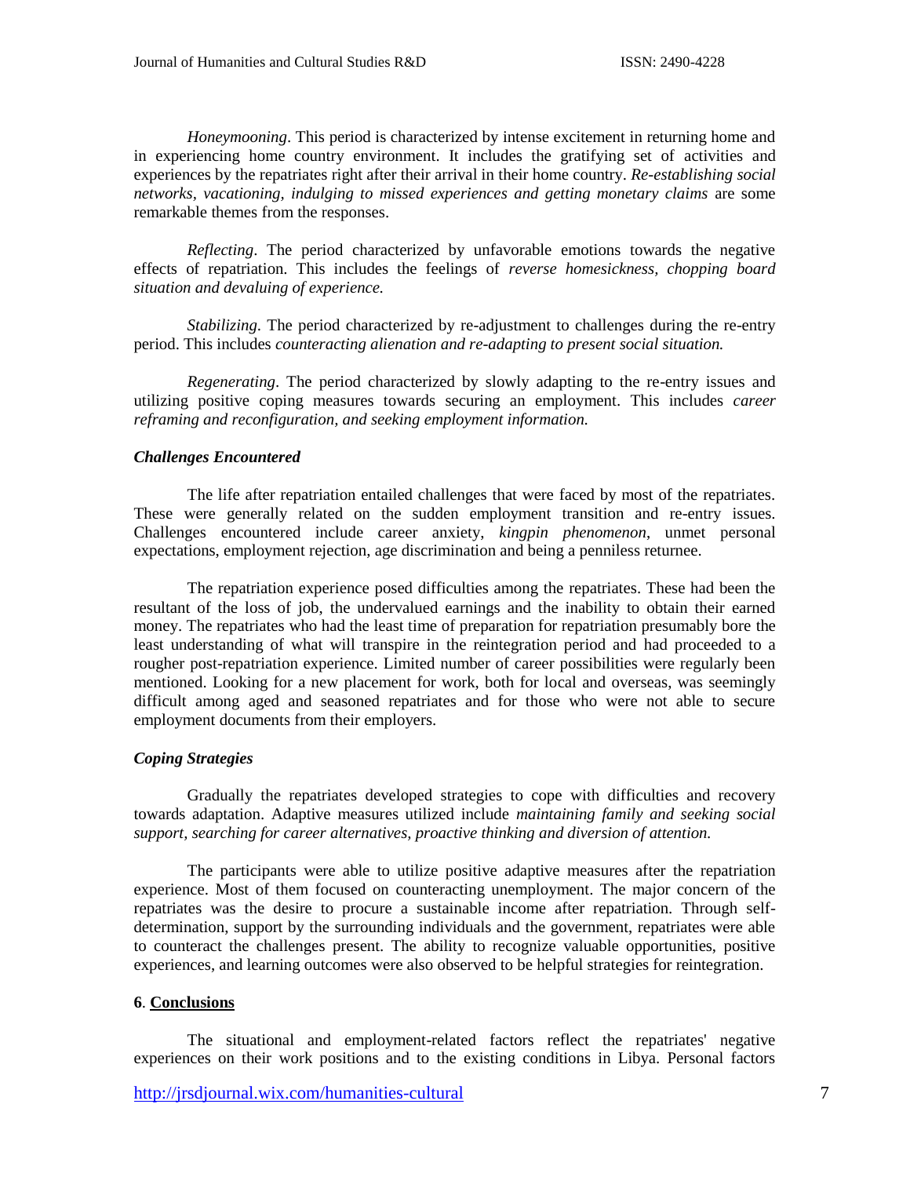*Honeymooning*. This period is characterized by intense excitement in returning home and in experiencing home country environment. It includes the gratifying set of activities and experiences by the repatriates right after their arrival in their home country. *Re-establishing social networks, vacationing, indulging to missed experiences and getting monetary claims* are some remarkable themes from the responses.

*Reflecting*. The period characterized by unfavorable emotions towards the negative effects of repatriation. This includes the feelings of *reverse homesickness, chopping board situation and devaluing of experience.*

*Stabilizing.* The period characterized by re-adjustment to challenges during the re-entry period. This includes *counteracting alienation and re-adapting to present social situation.*

*Regenerating*. The period characterized by slowly adapting to the re-entry issues and utilizing positive coping measures towards securing an employment. This includes *career reframing and reconfiguration, and seeking employment information.*

***Challenges Encountered***

The life after repatriation entailed challenges that were faced by most of the repatriates. These were generally related on the sudden employment transition and re-entry issues. Challenges encountered include career anxiety, *kingpin phenomenon*, unmet personal expectations, employment rejection, age discrimination and being a penniless returnee.

The repatriation experience posed difficulties among the repatriates. These had been the resultant of the loss of job, the undervalued earnings and the inability to obtain their earned money. The repatriates who had the least time of preparation for repatriation presumably bore the least understanding of what will transpire in the reintegration period and had proceeded to a rougher post-repatriation experience. Limited number of career possibilities were regularly been mentioned. Looking for a new placement for work, both for local and overseas, was seemingly difficult among aged and seasoned repatriates and for those who were not able to secure employment documents from their employers.

***Coping Strategies***

Gradually the repatriates developed strategies to cope with difficulties and recovery towards adaptation. Adaptive measures utilized include *maintaining family and seeking social support, searching for career alternatives, proactive thinking and diversion of attention.*

The participants were able to utilize positive adaptive measures after the repatriation experience. Most of them focused on counteracting unemployment. The major concern of the repatriates was the desire to procure a sustainable income after repatriation. Through self-determination, support by the surrounding individuals and the government, repatriates were able to counteract the challenges present. The ability to recognize valuable opportunities, positive experiences, and learning outcomes were also observed to be helpful strategies for reintegration.

## **6**. **Conclusions**

The situational and employment-related factors reflect the repatriates' negative experiences on their work positions and to the existing conditions in Libya. Personal factors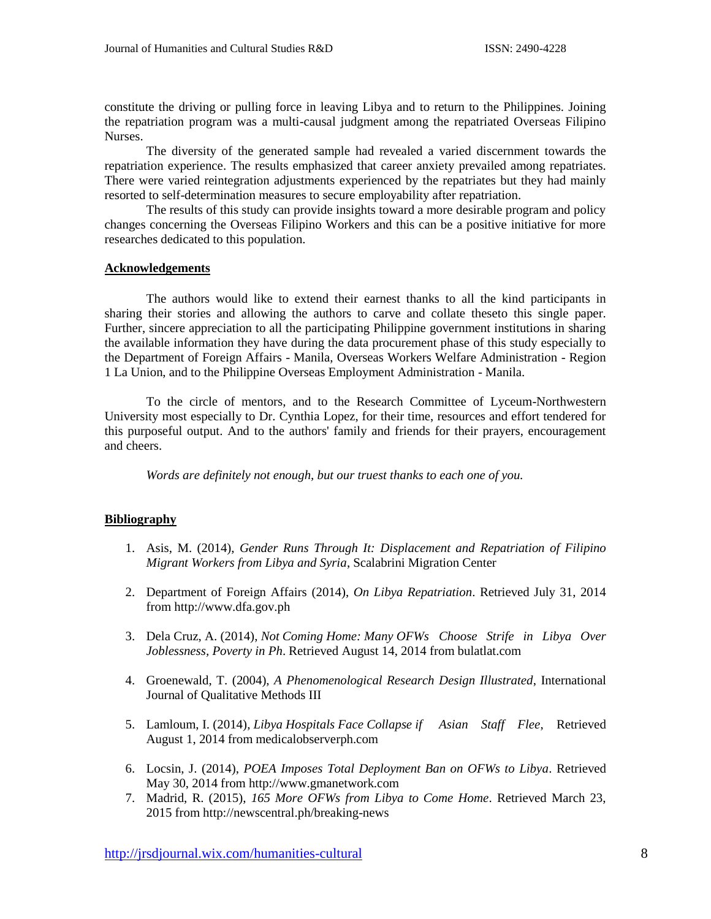constitute the driving or pulling force in leaving Libya and to return to the Philippines. Joining the repatriation program was a multi-causal judgment among the repatriated Overseas Filipino Nurses.

The diversity of the generated sample had revealed a varied discernment towards the repatriation experience. The results emphasized that career anxiety prevailed among repatriates. There were varied reintegration adjustments experienced by the repatriates but they had mainly resorted to self-determination measures to secure employability after repatriation.

The results of this study can provide insights toward a more desirable program and policy changes concerning the Overseas Filipino Workers and this can be a positive initiative for more researches dedicated to this population.

## Acknowledgements

The authors would like to extend their earnest thanks to all the kind participants in sharing their stories and allowing the authors to carve and collate theseto this single paper. Further, sincere appreciation to all the participating Philippine government institutions in sharing the available information they have during the data procurement phase of this study especially to the Department of Foreign Affairs - Manila, Overseas Workers Welfare Administration - Region 1 La Union, and to the Philippine Overseas Employment Administration - Manila.

To the circle of mentors, and to the Research Committee of Lyceum-Northwestern University most especially to Dr. Cynthia Lopez, for their time, resources and effort tendered for this purposeful output. And to the authors' family and friends for their prayers, encouragement and cheers.

*Words are definitely not enough, but our truest thanks to each one of you.*

## Bibliography

1. Asis, M. (2014), *Gender Runs Through It: Displacement and Repatriation of Filipino Migrant Workers from Libya and Syria*, Scalabrini Migration Center

2. Department of Foreign Affairs (2014), *On Libya Repatriation*. Retrieved July 31, 2014 from http://www.dfa.gov.ph

3. Dela Cruz, A. (2014), *Not Coming Home: Many OFWs Choose Strife in Libya Over Joblessness, Poverty in Ph*. Retrieved August 14, 2014 from bulatlat.com

4. Groenewald, T. (2004), *A Phenomenological Research Design Illustrated*, International Journal of Qualitative Methods III

5. Lamloum, I. (2014), *Libya Hospitals Face Collapse if Asian Staff Flee*, Retrieved August 1, 2014 from medicalobserverph.com

6. Locsin, J. (2014), *POEA Imposes Total Deployment Ban on OFWs to Libya*. Retrieved May 30, 2014 from http://www.gmanetwork.com

7. Madrid, R. (2015), *165 More OFWs from Libya to Come Home*. Retrieved March 23, 2015 from http://newscentral.ph/breaking-news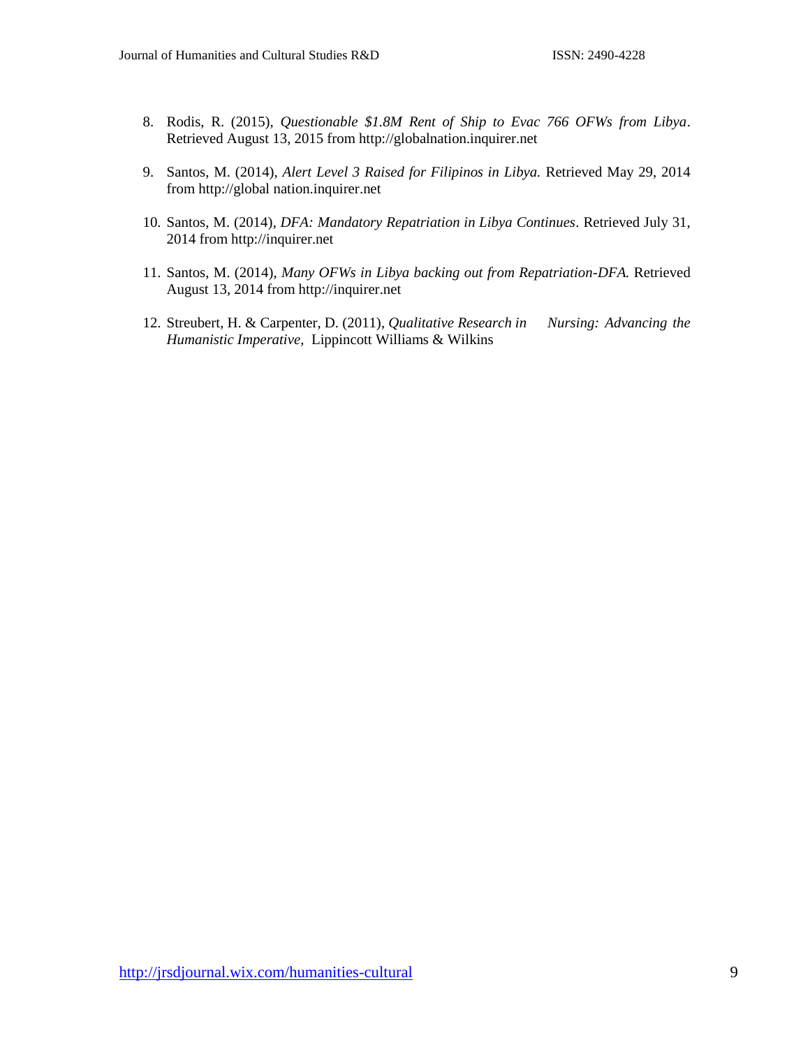8. Rodis, R. (2015), *Questionable $1.8M Rent of Ship to Evac 766 OFWs from Libya*. Retrieved August 13, 2015 from http://globalnation.inquirer.net

9. Santos, M. (2014), *Alert Level 3 Raised for Filipinos in Libya.* Retrieved May 29, 2014 from http://global nation.inquirer.net

10. Santos, M. (2014), *DFA: Mandatory Repatriation in Libya Continues*. Retrieved July 31, 2014 from http://inquirer.net

11. Santos, M. (2014), *Many OFWs in Libya backing out from Repatriation-DFA.* Retrieved August 13, 2014 from http://inquirer.net

12. Streubert, H. & Carpenter, D. (2011), *Qualitative Research in Nursing: Advancing the Humanistic Imperative,* Lippincott Williams & Wilkins